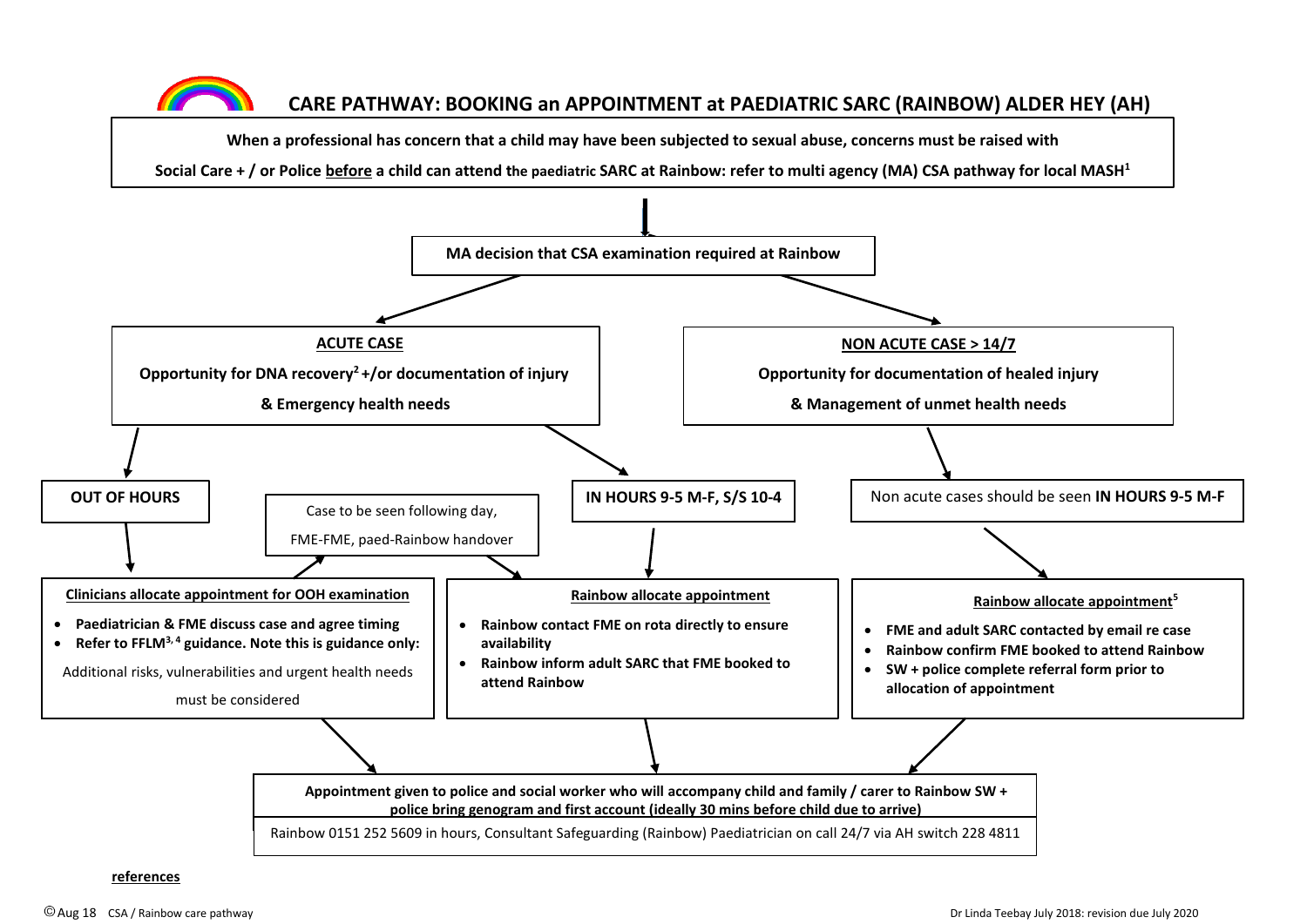# CARE PATHWAY: BOOKING an APPOINTMENT at PAEDIATRIC SARC (RAINBOW) ALDER HEY (AH)

**When a professional has concern that a child may have been subjected to sexual abuse, concerns must be raised with Social Care + / or Police before a child can attend the paediatric SARC at Rainbow: refer to multi agency (MA) CSA pathway for local MASH[1]**

**MA decision that CSA examination required at Rainbow**

**ACUTE CASE**

**Opportunity for DNA recovery[2] +/or documentation of injury & Emergency health needs**

**OUT OF HOURS**

**Clinicians allocate appointment for OOH examination**

- **Paediatrician & FME discuss case and agree timing**
- **Refer to FFLM[3, 4] guidance. Note this is guidance only:**

Additional risks, vulnerabilities and urgent health needs must be considered

Case to be seen following day, FME-FME, paed-Rainbow handover

**IN HOURS 9-5 M-F, S/S 10-4**

**Rainbow allocate appointment**

- **Rainbow contact FME on rota directly to ensure availability**
- **Rainbow inform adult SARC that FME booked to attend Rainbow**

**NON ACUTE CASE > 14/7**

**Opportunity for documentation of healed injury & Management of unmet health needs**

Non acute cases should be seen **IN HOURS 9-5 M-F**

**Rainbow allocate appointment[5]**

- **FME and adult SARC contacted by email re case**
- **Rainbow confirm FME booked to attend Rainbow**
- **SW + police complete referral form prior to allocation of appointment**

**Appointment given to police and social worker who will accompany child and family / carer to Rainbow SW + police bring genogram and first account (ideally 30 mins before child due to arrive)**

Rainbow 0151 252 5609 in hours, Consultant Safeguarding (Rainbow) Paediatrician on call 24/7 via AH switch 228 4811

**references**

©Aug 18 CSA / Rainbow care pathway

Dr Linda Teebay July 2018: revision due July 2020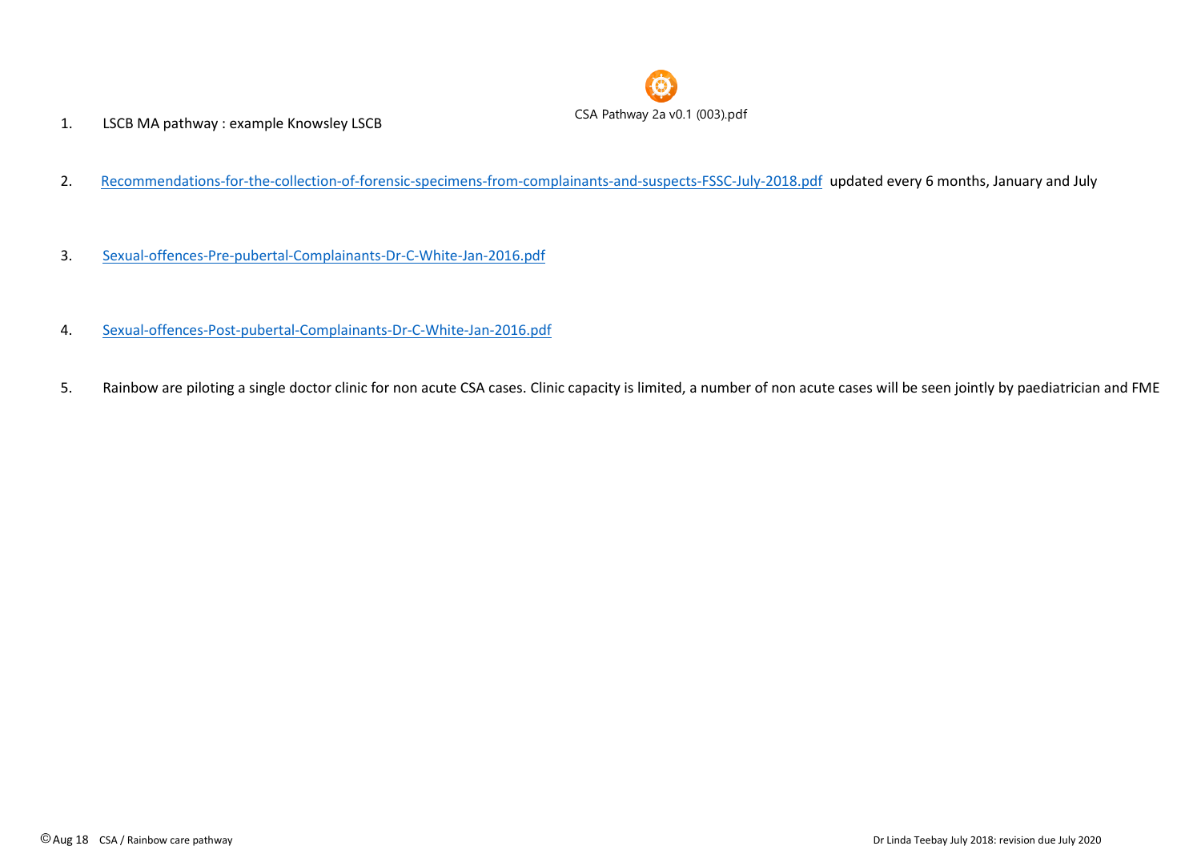1. LSCB MA pathway : example Knowsley LSCB

   CSA Pathway 2a v0.1 (003).pdf

2. Recommendations-for-the-collection-of-forensic-specimens-from-complainants-and-suspects-FSSC-July-2018.pdf updated every 6 months, January and July

3. Sexual-offences-Pre-pubertal-Complainants-Dr-C-White-Jan-2016.pdf

4. Sexual-offences-Post-pubertal-Complainants-Dr-C-White-Jan-2016.pdf

5. Rainbow are piloting a single doctor clinic for non acute CSA cases. Clinic capacity is limited, a number of non acute cases will be seen jointly by paediatrician and FME